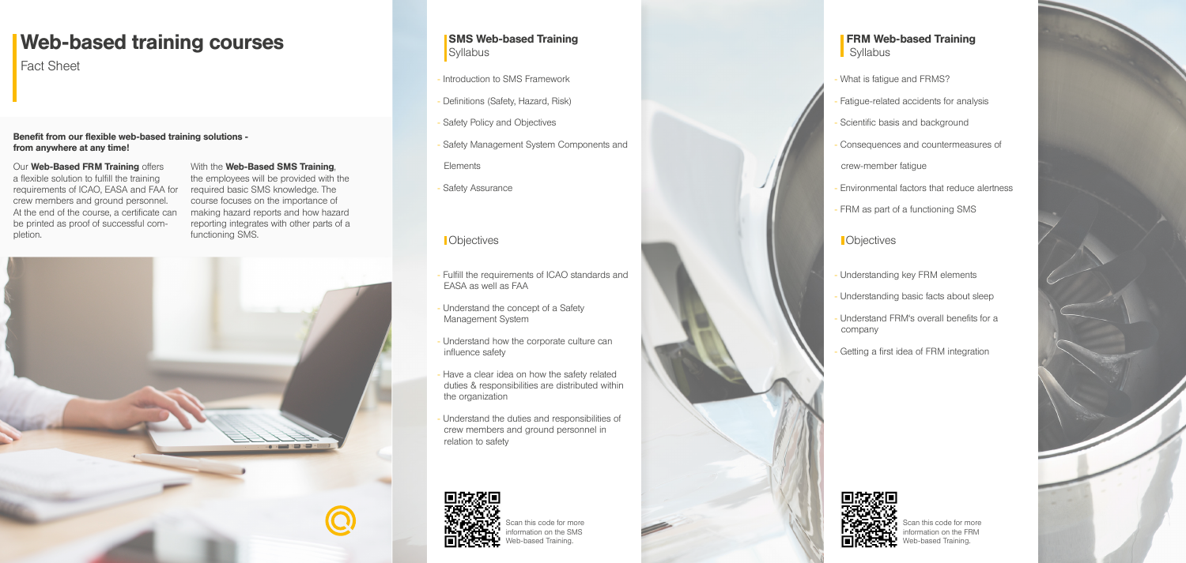# Web-based training courses

Fact Sheet

**Benefit from our flexible web-based training solutions - from anywhere at any time!**

Our **Web-Based FRM Training** offers a flexible solution to fulfill the training requirements of ICAO, EASA and FAA for crew members and ground personnel. At the end of the course, a certificate can be printed as proof of successful completion.

With the **Web-Based SMS Training**, the employees will be provided with the required basic SMS knowledge. The course focuses on the importance of making hazard reports and how hazard reporting integrates with other parts of a functioning SMS.

## SMS Web-based Training

Syllabus

- Introduction to SMS Framework
- Definitions (Safety, Hazard, Risk)
- Safety Policy and Objectives
- Safety Management System Components and Elements
- Safety Assurance

### Objectives

- Fulfill the requirements of ICAO standards and EASA as well as FAA
- Understand the concept of a Safety Management System
- Understand how the corporate culture can influence safety
- Have a clear idea on how the safety related duties & responsibilities are distributed within the organization
- Understand the duties and responsibilities of crew members and ground personnel in relation to safety

Scan this code for more information on the SMS Web-based Training.

## FRM Web-based Training

Syllabus

- What is fatigue and FRMS?
- Fatigue-related accidents for analysis
- Scientific basis and background
- Consequences and countermeasures of crew-member fatigue
- Environmental factors that reduce alertness
- FRM as part of a functioning SMS

### Objectives

- Understanding key FRM elements
- Understanding basic facts about sleep
- Understand FRM's overall benefits for a company
- Getting a first idea of FRM integration

Scan this code for more information on the FRM Web-based Training.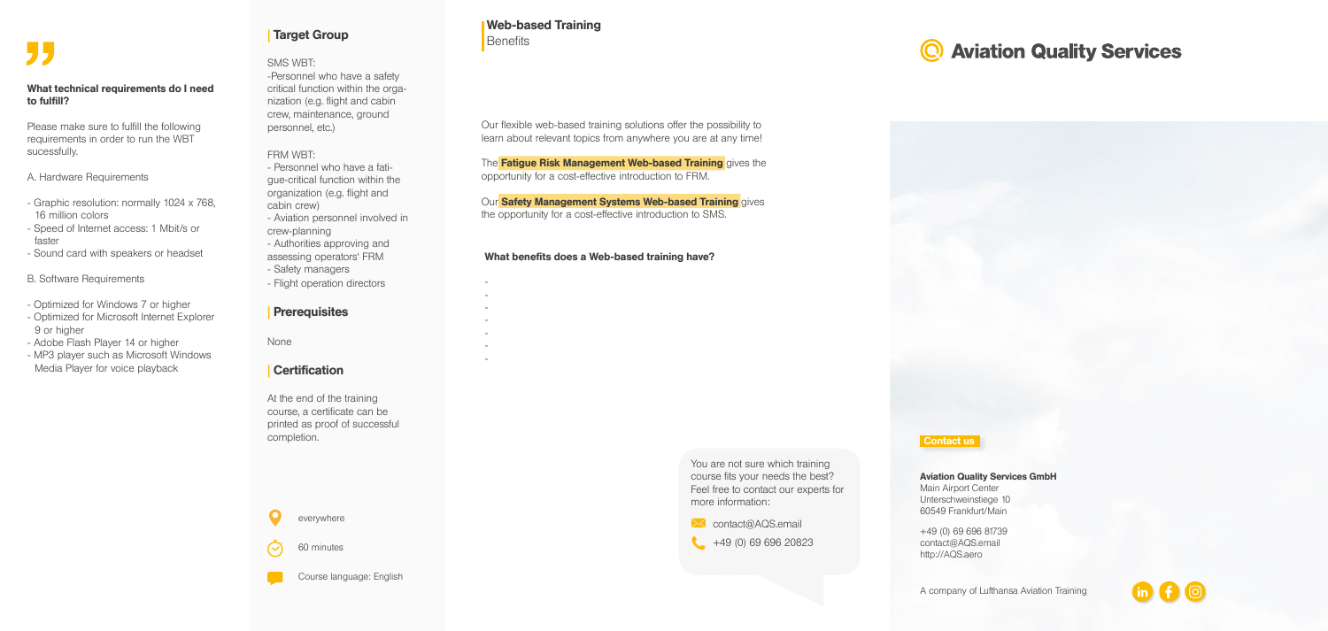### What technical requirements do I need to fulfill?

Please make sure to fulfill the following requirements in order to run the WBT sucessfully.

A. Hardware Requirements

- Graphic resolution: normally 1024 x 768, 16 million colors
- Speed of Internet access: 1 Mbit/s or faster
- Sound card with speakers or headset

B. Software Requirements

- Optimized for Windows 7 or higher
- Optimized for Microsoft Internet Explorer 9 or higher
- Adobe Flash Player 14 or higher
- MP3 player such as Microsoft Windows Media Player for voice playback

## Target Group

SMS WBT:
-Personnel who have a safety critical function within the organization (e.g. flight and cabin crew, maintenance, ground personnel, etc.)

FRM WBT:
- Personnel who have a fatigue-critical function within the organization (e.g. flight and cabin crew)
- Aviation personnel involved in crew-planning
- Authorities approving and assessing operators' FRM
- Safety managers
- Flight operation directors

## Prerequisites

None

## Certification

At the end of the training course, a certificate can be printed as proof of successful completion.

everywhere

60 minutes

Course language: English

## Web-based Training
Benefits

Our flexible web-based training solutions offer the possibility to learn about relevant topics from anywhere you are at any time!

The **Fatigue Risk Management Web-based Training** gives the opportunity for a cost-effective introduction to FRM.

Our **Safety Management Systems Web-based Training** gives the opportunity for a cost-effective introduction to SMS.

### What benefits does a Web-based training have?

-
-
-
-
-
-
-

You are not sure which training course fits your needs the best? Feel free to contact our experts for more information:

contact@AQS.email

+49 (0) 69 696 20823

# Aviation Quality Services

**Contact us**

**Aviation Quality Services GmbH**
Main Airport Center
Unterschweinstiege 10
60549 Frankfurt/Main

+49 (0) 69 696 81739
contact@AQS.email
http://AQS.aero

A company of Lufthansa Aviation Training